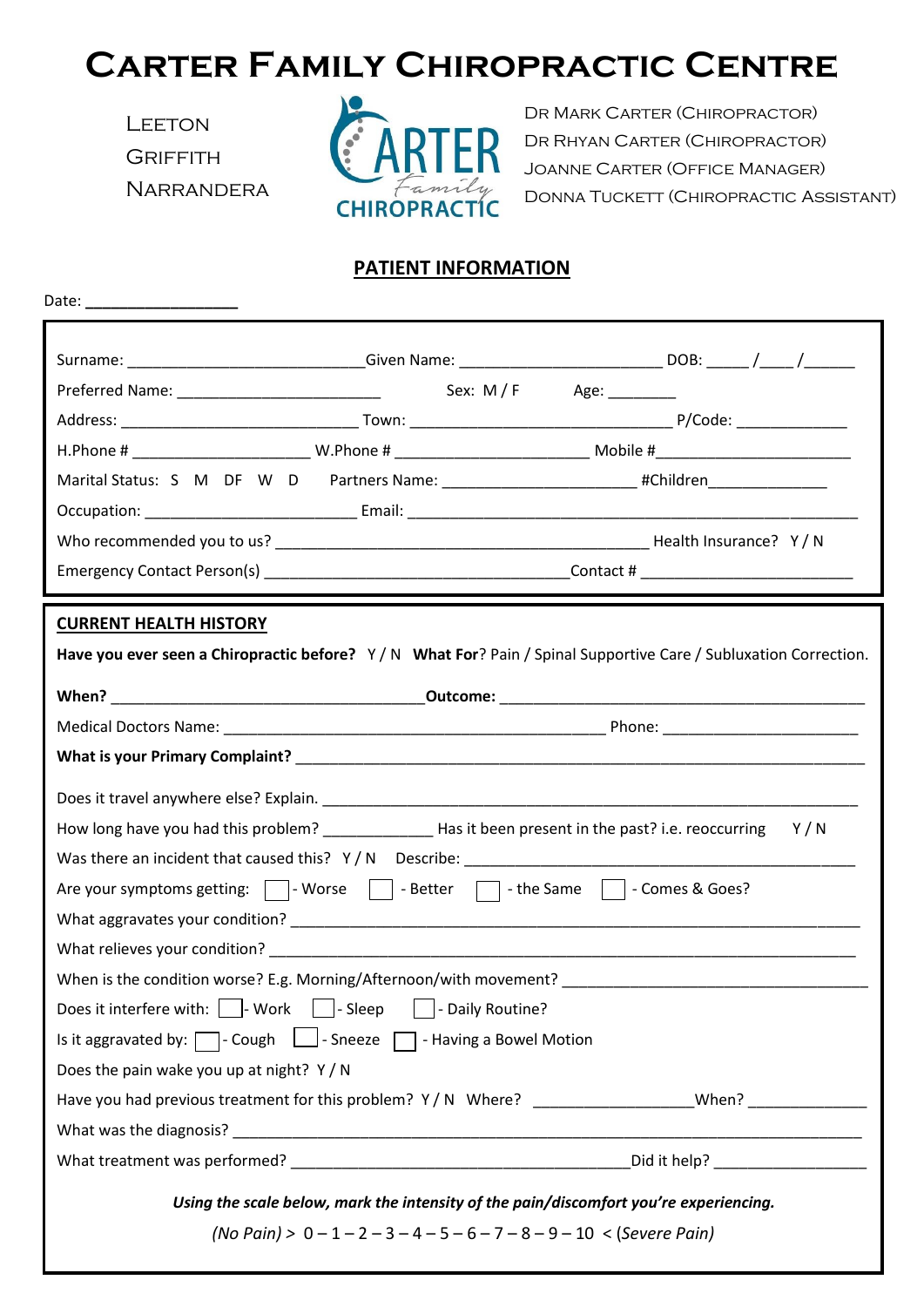# CARTER FAMILY CHIROPRACTIC CENTRE

LEETON
GRIFFITH
NARRANDERA

CARTER Family CHIROPRACTIC

DR MARK CARTER (CHIROPRACTOR)
DR RHYAN CARTER (CHIROPRACTOR)
JOANNE CARTER (OFFICE MANAGER)
DONNA TUCKETT (CHIROPRACTIC ASSISTANT)

## PATIENT INFORMATION

Date: ________________

Surname: ___________________________ Given Name: _______________________ DOB: _____/____/______

Preferred Name: _______________________ Sex: M / F Age: ________

Address: ___________________________ Town: ______________________________ P/Code: ____________

H.Phone # ____________________ W.Phone # ______________________ Mobile #_______________________

Marital Status: S M DF W D Partners Name: ______________________ #Children_____________

Occupation: ________________________ Email: ___________________________________________________

Who recommended you to us? ___________________________________________ Health Insurance? Y / N

Emergency Contact Person(s) ___________________________________ Contact # ________________________

### CURRENT HEALTH HISTORY

**Have you ever seen a Chiropractic before?** Y / N **What For**? Pain / Spinal Supportive Care / Subluxation Correction.

**When?** ____________________________________ **Outcome:** _____________________________________________

Medical Doctors Name: _____________________________________________ Phone: ______________________

**What is your Primary Complaint?** ________________________________________________________________

Does it travel anywhere else? Explain. ______________________________________________________________

How long have you had this problem? ____________ Has it been present in the past? i.e. reoccurring Y / N

Was there an incident that caused this? Y / N Describe: ___________________________________________

Are your symptoms getting: ☐ - Worse ☐ - Better ☐ - the Same ☐ - Comes & Goes?

What aggravates your condition? ________________________________________________________________

What relieves your condition? __________________________________________________________________

When is the condition worse? E.g. Morning/Afternoon/with movement? ___________________________________

Does it interfere with: ☐ - Work ☐ - Sleep ☐ - Daily Routine?

Is it aggravated by: ☐ - Cough ☐ - Sneeze ☐ - Having a Bowel Motion

Does the pain wake you up at night? Y / N

Have you had previous treatment for this problem? Y / N Where? __________________ When? _____________

What was the diagnosis? _______________________________________________________________________

What treatment was performed? _______________________________________ Did it help? _________________

***Using the scale below, mark the intensity of the pain/discomfort you're experiencing.***

*(No Pain)* > 0 – 1 – 2 – 3 – 4 – 5 – 6 – 7 – 8 – 9 – 10 < *(Severe Pain)*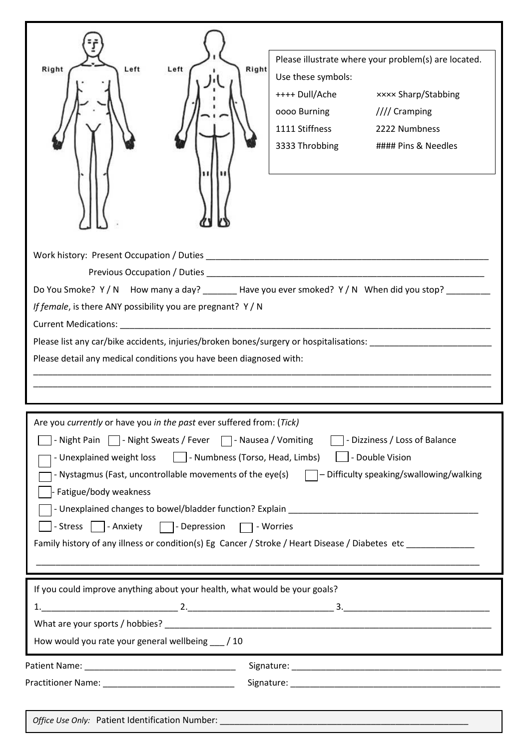Right Left Left Right

Please illustrate where your problem(s) are located.

Use these symbols:

| | |
|---|---|
| ++++ Dull/Ache | ×××× Sharp/Stabbing |
| oooo Burning | //// Cramping |
| 1111 Stiffness | 2222 Numbness |
| 3333 Throbbing | #### Pins & Needles |

Work history: Present Occupation / Duties ___________________________________________________________

Previous Occupation / Duties ___________________________________________________________

Do You Smoke? Y / N How many a day? _______ Have you ever smoked? Y / N When did you stop? _________

*If female*, is there ANY possibility you are pregnant? Y / N

Current Medications: ___________________________________________________________________________

Please list any car/bike accidents, injuries/broken bones/surgery or hospitalisations: _________________________

Please detail any medical conditions you have been diagnosed with:

_____________________________________________________________________________________________

_____________________________________________________________________________________________

Are you *currently* or have you *in the past* ever suffered from: (*Tick)*

☐ - Night Pain ☐ - Night Sweats / Fever ☐ - Nausea / Vomiting ☐ - Dizziness / Loss of Balance

☐ - Unexplained weight loss ☐ - Numbness (Torso, Head, Limbs) ☐ - Double Vision

☐ - Nystagmus (Fast, uncontrollable movements of the eye(s) ☐ – Difficulty speaking/swallowing/walking

☐ - Fatigue/body weakness

☐ - Unexplained changes to bowel/bladder function? Explain _______________________________________

☐ - Stress ☐ - Anxiety ☐ - Depression ☐ - Worries

Family history of any illness or condition(s) Eg Cancer / Stroke / Heart Disease / Diabetes etc ______________

_____________________________________________________________________________________________

If you could improve anything about your health, what would be your goals?

1.____________________________ 2.______________________________ 3.______________________________

What are your sports / hobbies? ______________________________________________________________________

How would you rate your general wellbeing ___ / 10

Patient Name: ______________________________ Signature: ___________________________________________

Practitioner Name: ___________________________ Signature: ___________________________________________

*Office Use Only:* Patient Identification Number: ___________________________________________________